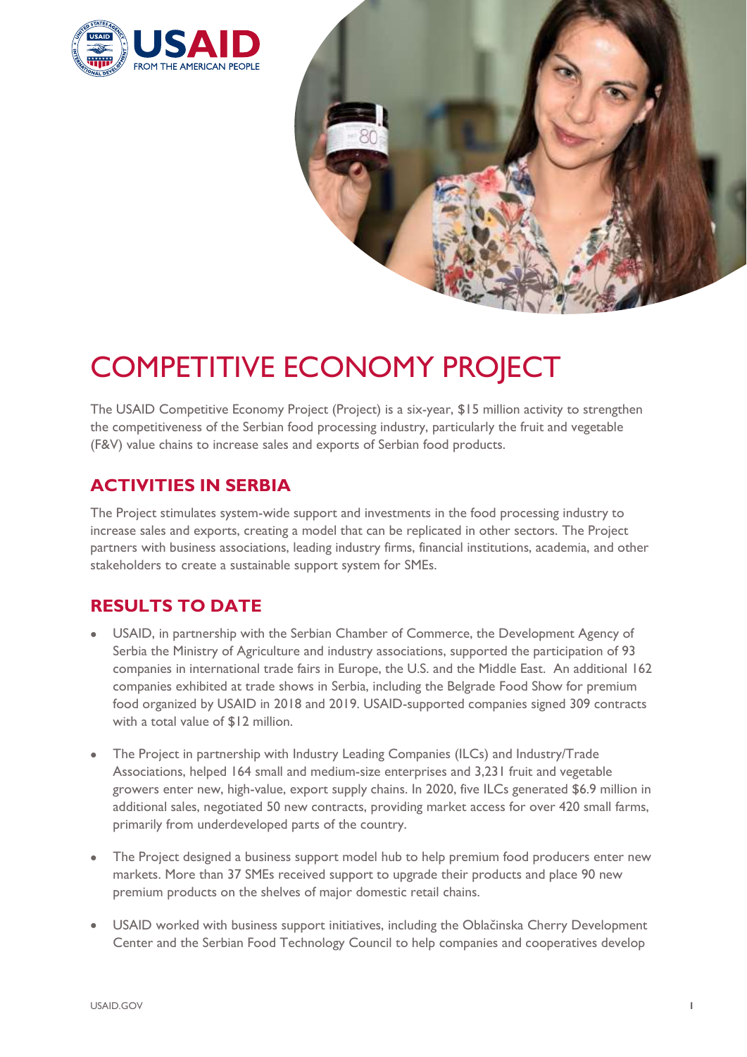# COMPETITIVE ECONOMY PROJECT

The USAID Competitive Economy Project (Project) is a six-year, $15 million activity to strengthen the competitiveness of the Serbian food processing industry, particularly the fruit and vegetable (F&V) value chains to increase sales and exports of Serbian food products.

## ACTIVITIES IN SERBIA

The Project stimulates system-wide support and investments in the food processing industry to increase sales and exports, creating a model that can be replicated in other sectors. The Project partners with business associations, leading industry firms, financial institutions, academia, and other stakeholders to create a sustainable support system for SMEs.

## RESULTS TO DATE

- USAID, in partnership with the Serbian Chamber of Commerce, the Development Agency of Serbia the Ministry of Agriculture and industry associations, supported the participation of 93 companies in international trade fairs in Europe, the U.S. and the Middle East. An additional 162 companies exhibited at trade shows in Serbia, including the Belgrade Food Show for premium food organized by USAID in 2018 and 2019. USAID-supported companies signed 309 contracts with a total value of $12 million.

- The Project in partnership with Industry Leading Companies (ILCs) and Industry/Trade Associations, helped 164 small and medium-size enterprises and 3,231 fruit and vegetable growers enter new, high-value, export supply chains. In 2020, five ILCs generated $6.9 million in additional sales, negotiated 50 new contracts, providing market access for over 420 small farms, primarily from underdeveloped parts of the country.

- The Project designed a business support model hub to help premium food producers enter new markets. More than 37 SMEs received support to upgrade their products and place 90 new premium products on the shelves of major domestic retail chains.

- USAID worked with business support initiatives, including the Oblačinska Cherry Development Center and the Serbian Food Technology Council to help companies and cooperatives develop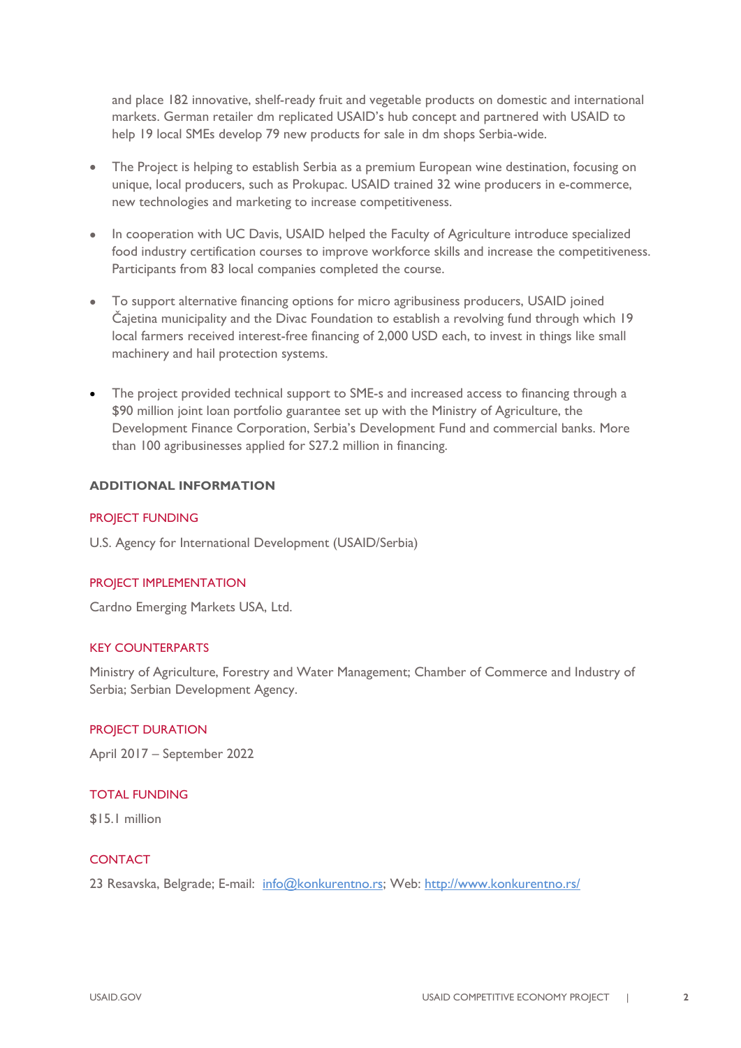and place 182 innovative, shelf-ready fruit and vegetable products on domestic and international markets. German retailer dm replicated USAID's hub concept and partnered with USAID to help 19 local SMEs develop 79 new products for sale in dm shops Serbia-wide.

- The Project is helping to establish Serbia as a premium European wine destination, focusing on unique, local producers, such as Prokupac. USAID trained 32 wine producers in e-commerce, new technologies and marketing to increase competitiveness.
- In cooperation with UC Davis, USAID helped the Faculty of Agriculture introduce specialized food industry certification courses to improve workforce skills and increase the competitiveness. Participants from 83 local companies completed the course.
- To support alternative financing options for micro agribusiness producers, USAID joined Čajetina municipality and the Divac Foundation to establish a revolving fund through which 19 local farmers received interest-free financing of 2,000 USD each, to invest in things like small machinery and hail protection systems.
- The project provided technical support to SME-s and increased access to financing through a $90 million joint loan portfolio guarantee set up with the Ministry of Agriculture, the Development Finance Corporation, Serbia's Development Fund and commercial banks. More than 100 agribusinesses applied for S27.2 million in financing.

## ADDITIONAL INFORMATION

### PROJECT FUNDING

U.S. Agency for International Development (USAID/Serbia)

### PROJECT IMPLEMENTATION

Cardno Emerging Markets USA, Ltd.

### KEY COUNTERPARTS

Ministry of Agriculture, Forestry and Water Management; Chamber of Commerce and Industry of Serbia; Serbian Development Agency.

### PROJECT DURATION

April 2017 – September 2022

### TOTAL FUNDING

$15.1 million

### CONTACT

23 Resavska, Belgrade; E-mail: info@konkurentno.rs; Web: http://www.konkurentno.rs/